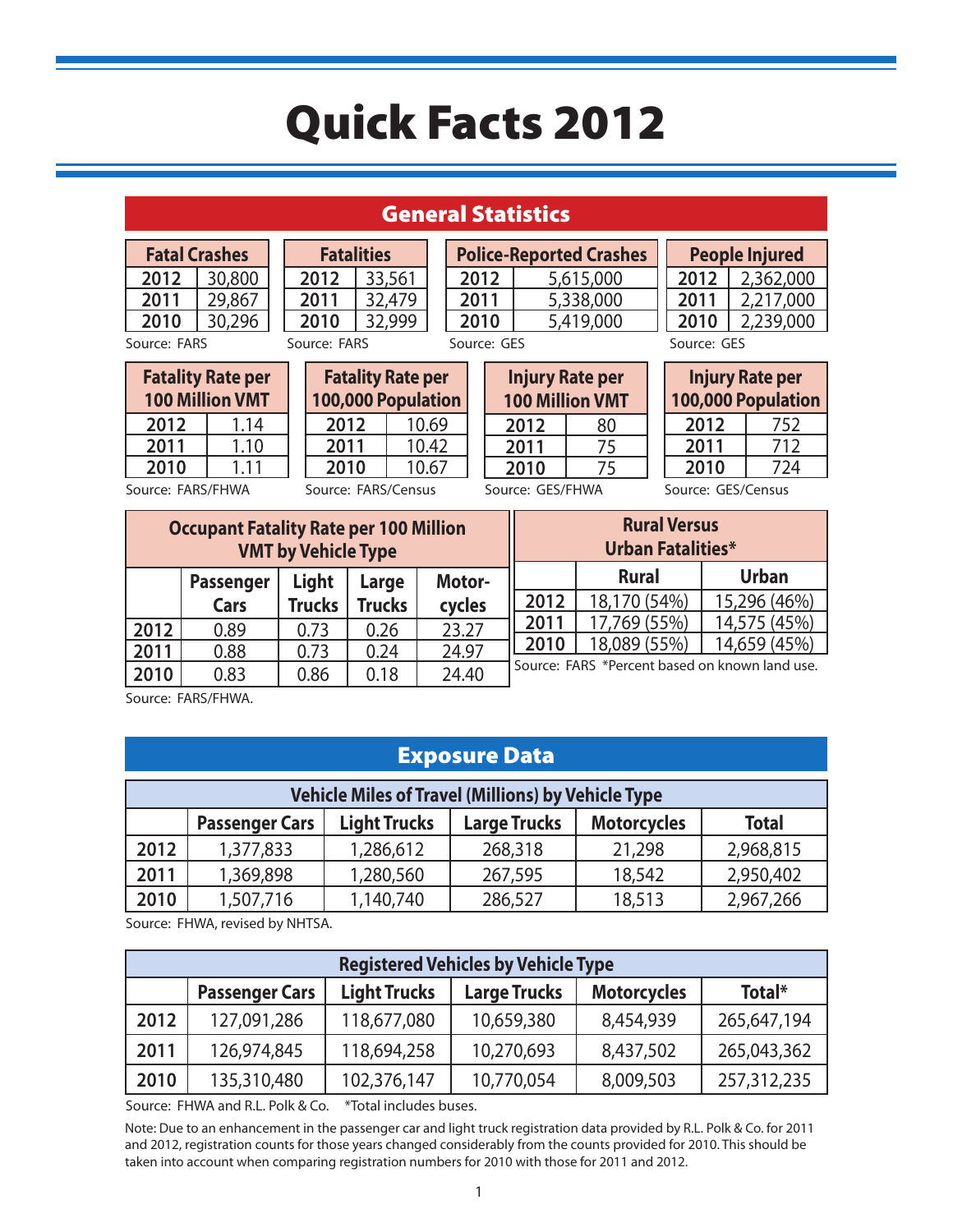# Quick Facts 2012

## General Statistics

| Fatal Crashes | |
|---|---|
| 2012 | 30,800 |
| 2011 | 29,867 |
| 2010 | 30,296 |

Source: FARS

| Fatalities | |
|---|---|
| 2012 | 33,561 |
| 2011 | 32,479 |
| 2010 | 32,999 |

Source: FARS

| Police-Reported Crashes | |
|---|---|
| 2012 | 5,615,000 |
| 2011 | 5,338,000 |
| 2010 | 5,419,000 |

Source: GES

| People Injured | |
|---|---|
| 2012 | 2,362,000 |
| 2011 | 2,217,000 |
| 2010 | 2,239,000 |

Source: GES

| Fatality Rate per 100 Million VMT | |
|---|---|
| 2012 | 1.14 |
| 2011 | 1.10 |
| 2010 | 1.11 |

Source: FARS/FHWA

| Fatality Rate per 100,000 Population | |
|---|---|
| 2012 | 10.69 |
| 2011 | 10.42 |
| 2010 | 10.67 |

Source: FARS/Census

| Injury Rate per 100 Million VMT | |
|---|---|
| 2012 | 80 |
| 2011 | 75 |
| 2010 | 75 |

Source: GES/FHWA

| Injury Rate per 100,000 Population | |
|---|---|
| 2012 | 752 |
| 2011 | 712 |
| 2010 | 724 |

Source: GES/Census

**Occupant Fatality Rate per 100 Million VMT by Vehicle Type**

| | Passenger Cars | Light Trucks | Large Trucks | Motor-cycles |
|---|---|---|---|---|
| 2012 | 0.89 | 0.73 | 0.26 | 23.27 |
| 2011 | 0.88 | 0.73 | 0.24 | 24.97 |
| 2010 | 0.83 | 0.86 | 0.18 | 24.40 |

Source: FARS/FHWA.

**Rural Versus Urban Fatalities***

| | Rural | Urban |
|---|---|---|
| 2012 | 18,170 (54%) | 15,296 (46%) |
| 2011 | 17,769 (55%) | 14,575 (45%) |
| 2010 | 18,089 (55%) | 14,659 (45%) |

Source: FARS *Percent based on known land use.

## Exposure Data

**Vehicle Miles of Travel (Millions) by Vehicle Type**

| | Passenger Cars | Light Trucks | Large Trucks | Motorcycles | Total |
|---|---|---|---|---|---|
| 2012 | 1,377,833 | 1,286,612 | 268,318 | 21,298 | 2,968,815 |
| 2011 | 1,369,898 | 1,280,560 | 267,595 | 18,542 | 2,950,402 |
| 2010 | 1,507,716 | 1,140,740 | 286,527 | 18,513 | 2,967,266 |

Source: FHWA, revised by NHTSA.

**Registered Vehicles by Vehicle Type**

| | Passenger Cars | Light Trucks | Large Trucks | Motorcycles | Total* |
|---|---|---|---|---|---|
| 2012 | 127,091,286 | 118,677,080 | 10,659,380 | 8,454,939 | 265,647,194 |
| 2011 | 126,974,845 | 118,694,258 | 10,270,693 | 8,437,502 | 265,043,362 |
| 2010 | 135,310,480 | 102,376,147 | 10,770,054 | 8,009,503 | 257,312,235 |

Source: FHWA and R.L. Polk & Co. *Total includes buses.

Note: Due to an enhancement in the passenger car and light truck registration data provided by R.L. Polk & Co. for 2011 and 2012, registration counts for those years changed considerably from the counts provided for 2010. This should be taken into account when comparing registration numbers for 2010 with those for 2011 and 2012.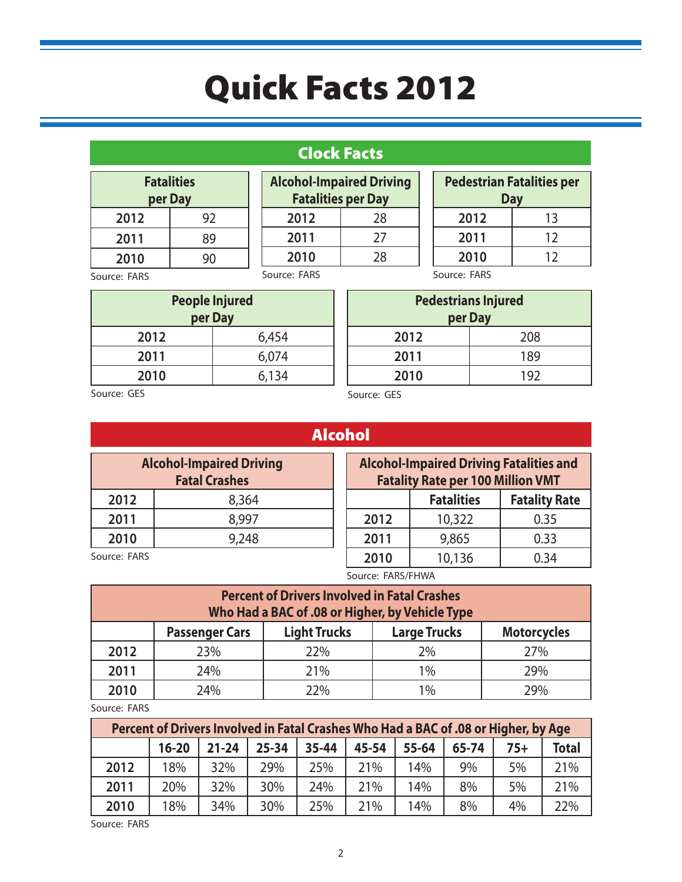# Quick Facts 2012

## Clock Facts

| Fatalities per Day | |
|---|---|
| 2012 | 92 |
| 2011 | 89 |
| 2010 | 90 |

Source: FARS

| Alcohol-Impaired Driving Fatalities per Day | |
|---|---|
| 2012 | 28 |
| 2011 | 27 |
| 2010 | 28 |

Source: FARS

| Pedestrian Fatalities per Day | |
|---|---|
| 2012 | 13 |
| 2011 | 12 |
| 2010 | 12 |

Source: FARS

| People Injured per Day | |
|---|---|
| 2012 | 6,454 |
| 2011 | 6,074 |
| 2010 | 6,134 |

Source: GES

| Pedestrians Injured per Day | |
|---|---|
| 2012 | 208 |
| 2011 | 189 |
| 2010 | 192 |

Source: GES

## Alcohol

| Alcohol-Impaired Driving Fatal Crashes | |
|---|---|
| 2012 | 8,364 |
| 2011 | 8,997 |
| 2010 | 9,248 |

Source: FARS

| Alcohol-Impaired Driving Fatalities and Fatality Rate per 100 Million VMT | | |
|---|---|---|
| | Fatalities | Fatality Rate |
| 2012 | 10,322 | 0.35 |
| 2011 | 9,865 | 0.33 |
| 2010 | 10,136 | 0.34 |

Source: FARS/FHWA

| Percent of Drivers Involved in Fatal Crashes Who Had a BAC of .08 or Higher, by Vehicle Type | | | | |
|---|---|---|---|---|
| | Passenger Cars | Light Trucks | Large Trucks | Motorcycles |
| 2012 | 23% | 22% | 2% | 27% |
| 2011 | 24% | 21% | 1% | 29% |
| 2010 | 24% | 22% | 1% | 29% |

Source: FARS

| Percent of Drivers Involved in Fatal Crashes Who Had a BAC of .08 or Higher, by Age | | | | | | | | | |
|---|---|---|---|---|---|---|---|---|---|
| | 16-20 | 21-24 | 25-34 | 35-44 | 45-54 | 55-64 | 65-74 | 75+ | Total |
| 2012 | 18% | 32% | 29% | 25% | 21% | 14% | 9% | 5% | 21% |
| 2011 | 20% | 32% | 30% | 24% | 21% | 14% | 8% | 5% | 21% |
| 2010 | 18% | 34% | 30% | 25% | 21% | 14% | 8% | 4% | 22% |

Source: FARS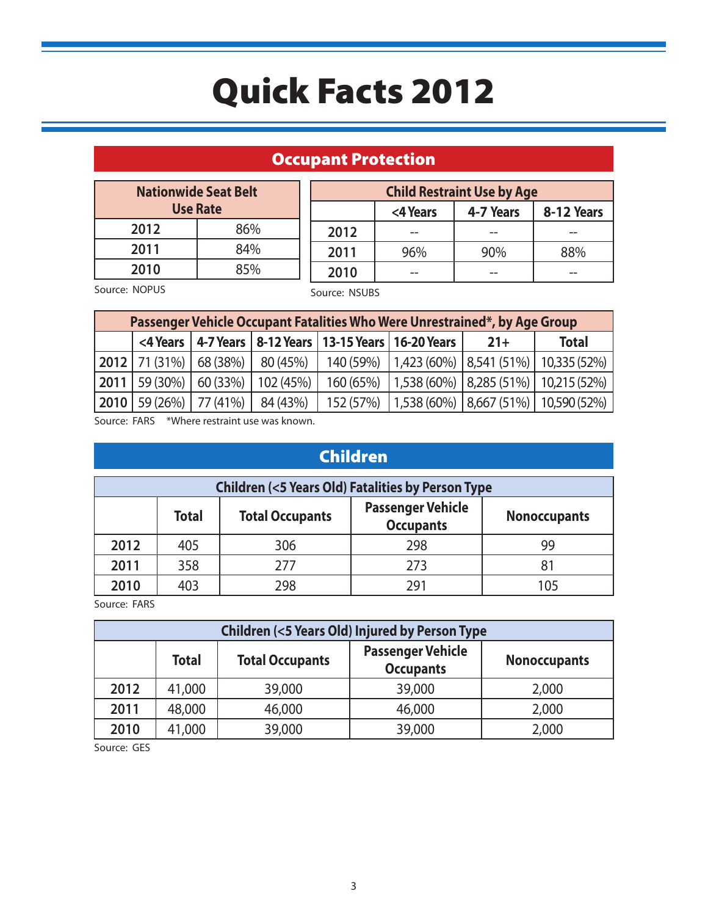# Quick Facts 2012

## Occupant Protection

| Nationwide Seat Belt Use Rate | |
|---|---|
| 2012 | 86% |
| 2011 | 84% |
| 2010 | 85% |

Source: NOPUS

| Child Restraint Use by Age | | | |
|---|---|---|---|
| | <4 Years | 4-7 Years | 8-12 Years |
| 2012 | -- | -- | -- |
| 2011 | 96% | 90% | 88% |
| 2010 | -- | -- | -- |

Source: NSUBS

| Passenger Vehicle Occupant Fatalities Who Were Unrestrained*, by Age Group | | | | | | | |
|---|---|---|---|---|---|---|---|
| | <4 Years | 4-7 Years | 8-12 Years | 13-15 Years | 16-20 Years | 21+ | Total |
| 2012 | 71 (31%) | 68 (38%) | 80 (45%) | 140 (59%) | 1,423 (60%) | 8,541 (51%) | 10,335 (52%) |
| 2011 | 59 (30%) | 60 (33%) | 102 (45%) | 160 (65%) | 1,538 (60%) | 8,285 (51%) | 10,215 (52%) |
| 2010 | 59 (26%) | 77 (41%) | 84 (43%) | 152 (57%) | 1,538 (60%) | 8,667 (51%) | 10,590 (52%) |

Source: FARS *Where restraint use was known.

## Children

| Children (<5 Years Old) Fatalities by Person Type | | | | |
|---|---|---|---|---|
| | Total | Total Occupants | Passenger Vehicle Occupants | Nonoccupants |
| 2012 | 405 | 306 | 298 | 99 |
| 2011 | 358 | 277 | 273 | 81 |
| 2010 | 403 | 298 | 291 | 105 |

Source: FARS

| Children (<5 Years Old) Injured by Person Type | | | | |
|---|---|---|---|---|
| | Total | Total Occupants | Passenger Vehicle Occupants | Nonoccupants |
| 2012 | 41,000 | 39,000 | 39,000 | 2,000 |
| 2011 | 48,000 | 46,000 | 46,000 | 2,000 |
| 2010 | 41,000 | 39,000 | 39,000 | 2,000 |

Source: GES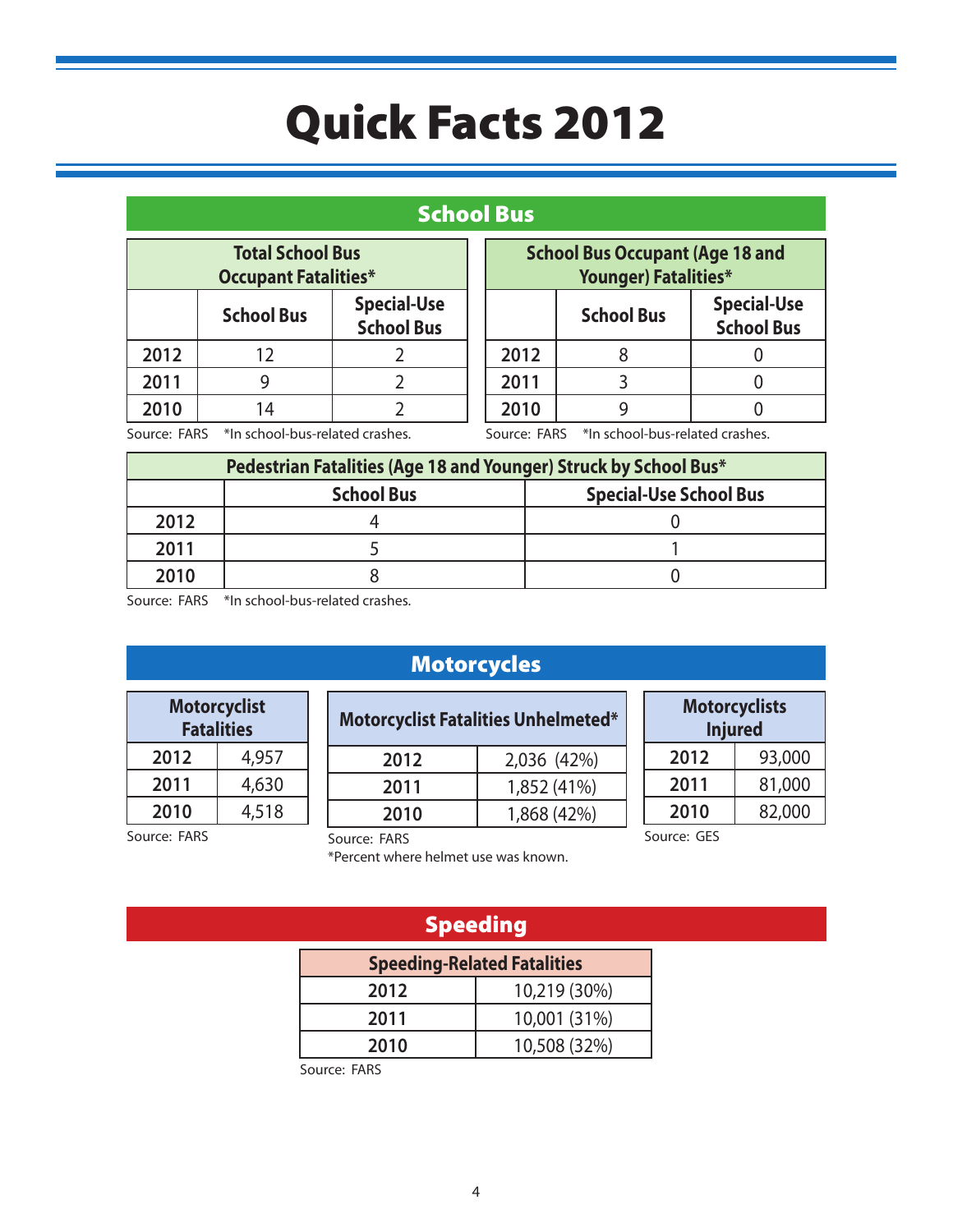# Quick Facts 2012

## School Bus

| Total School Bus Occupant Fatalities* | | |
|---|---|---|
| | School Bus | Special-Use School Bus |
| 2012 | 12 | 2 |
| 2011 | 9 | 2 |
| 2010 | 14 | 2 |

Source: FARS *In school-bus-related crashes.

| School Bus Occupant (Age 18 and Younger) Fatalities* | | |
|---|---|---|
| | School Bus | Special-Use School Bus |
| 2012 | 8 | 0 |
| 2011 | 3 | 0 |
| 2010 | 9 | 0 |

Source: FARS *In school-bus-related crashes.

| Pedestrian Fatalities (Age 18 and Younger) Struck by School Bus* | | |
|---|---|---|
| | School Bus | Special-Use School Bus |
| 2012 | 4 | 0 |
| 2011 | 5 | 1 |
| 2010 | 8 | 0 |

Source: FARS *In school-bus-related crashes.

## Motorcycles

| Motorcyclist Fatalities | |
|---|---|
| 2012 | 4,957 |
| 2011 | 4,630 |
| 2010 | 4,518 |

Source: FARS

| Motorcyclist Fatalities Unhelmeted* | |
|---|---|
| 2012 | 2,036 (42%) |
| 2011 | 1,852 (41%) |
| 2010 | 1,868 (42%) |

Source: FARS
*Percent where helmet use was known.

| Motorcyclists Injured | |
|---|---|
| 2012 | 93,000 |
| 2011 | 81,000 |
| 2010 | 82,000 |

Source: GES

## Speeding

| Speeding-Related Fatalities | |
|---|---|
| 2012 | 10,219 (30%) |
| 2011 | 10,001 (31%) |
| 2010 | 10,508 (32%) |

Source: FARS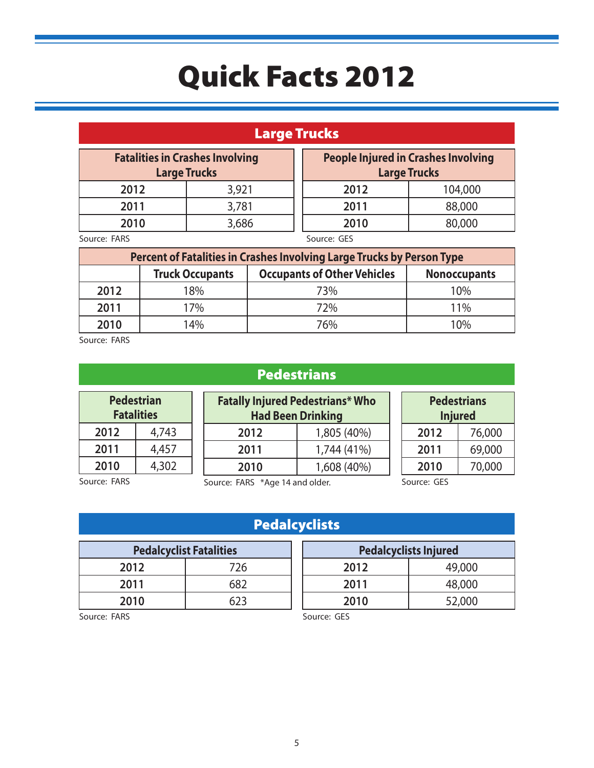# Quick Facts 2012

## Large Trucks

| Fatalities in Crashes Involving Large Trucks | |
|---|---|
| **2012** | 3,921 |
| **2011** | 3,781 |
| **2010** | 3,686 |

Source: FARS

| People Injured in Crashes Involving Large Trucks | |
|---|---|
| **2012** | 104,000 |
| **2011** | 88,000 |
| **2010** | 80,000 |

Source: GES

| Percent of Fatalities in Crashes Involving Large Trucks by Person Type | | | |
|---|---|---|---|
| | **Truck Occupants** | **Occupants of Other Vehicles** | **Nonoccupants** |
| **2012** | 18% | 73% | 10% |
| **2011** | 17% | 72% | 11% |
| **2010** | 14% | 76% | 10% |

Source: FARS

## Pedestrians

| Pedestrian Fatalities | |
|---|---|
| **2012** | 4,743 |
| **2011** | 4,457 |
| **2010** | 4,302 |

Source: FARS

| Fatally Injured Pedestrians* Who Had Been Drinking | |
|---|---|
| **2012** | 1,805 (40%) |
| **2011** | 1,744 (41%) |
| **2010** | 1,608 (40%) |

Source: FARS *Age 14 and older.

| Pedestrians Injured | |
|---|---|
| **2012** | 76,000 |
| **2011** | 69,000 |
| **2010** | 70,000 |

Source: GES

## Pedalcyclists

| Pedalcyclist Fatalities | |
|---|---|
| **2012** | 726 |
| **2011** | 682 |
| **2010** | 623 |

Source: FARS

| Pedalcyclists Injured | |
|---|---|
| **2012** | 49,000 |
| **2011** | 48,000 |
| **2010** | 52,000 |

Source: GES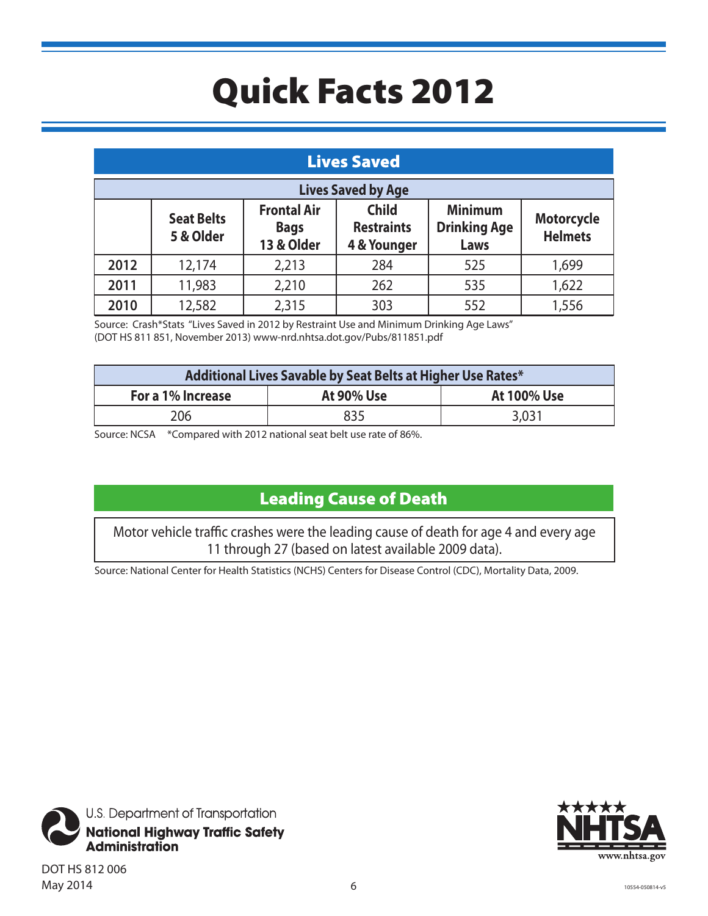# Quick Facts 2012

## Lives Saved

| Lives Saved by Age | | | | | |
|---|---|---|---|---|---|
| | Seat Belts 5 & Older | Frontal Air Bags 13 & Older | Child Restraints 4 & Younger | Minimum Drinking Age Laws | Motorcycle Helmets |
| **2012** | 12,174 | 2,213 | 284 | 525 | 1,699 |
| **2011** | 11,983 | 2,210 | 262 | 535 | 1,622 |
| **2010** | 12,582 | 2,315 | 303 | 552 | 1,556 |

Source: Crash*Stats "Lives Saved in 2012 by Restraint Use and Minimum Drinking Age Laws" (DOT HS 811 851, November 2013) www-nrd.nhtsa.dot.gov/Pubs/811851.pdf

| Additional Lives Savable by Seat Belts at Higher Use Rates* | | |
|---|---|---|
| For a 1% Increase | At 90% Use | At 100% Use |
| 206 | 835 | 3,031 |

Source: NCSA *Compared with 2012 national seat belt use rate of 86%.

## Leading Cause of Death

Motor vehicle traffic crashes were the leading cause of death for age 4 and every age 11 through 27 (based on latest available 2009 data).

Source: National Center for Health Statistics (NCHS) Centers for Disease Control (CDC), Mortality Data, 2009.

U.S. Department of Transportation
**National Highway Traffic Safety Administration**

NHTSA
www.nhtsa.gov

DOT HS 812 006
May 2014

10554-050814-v5